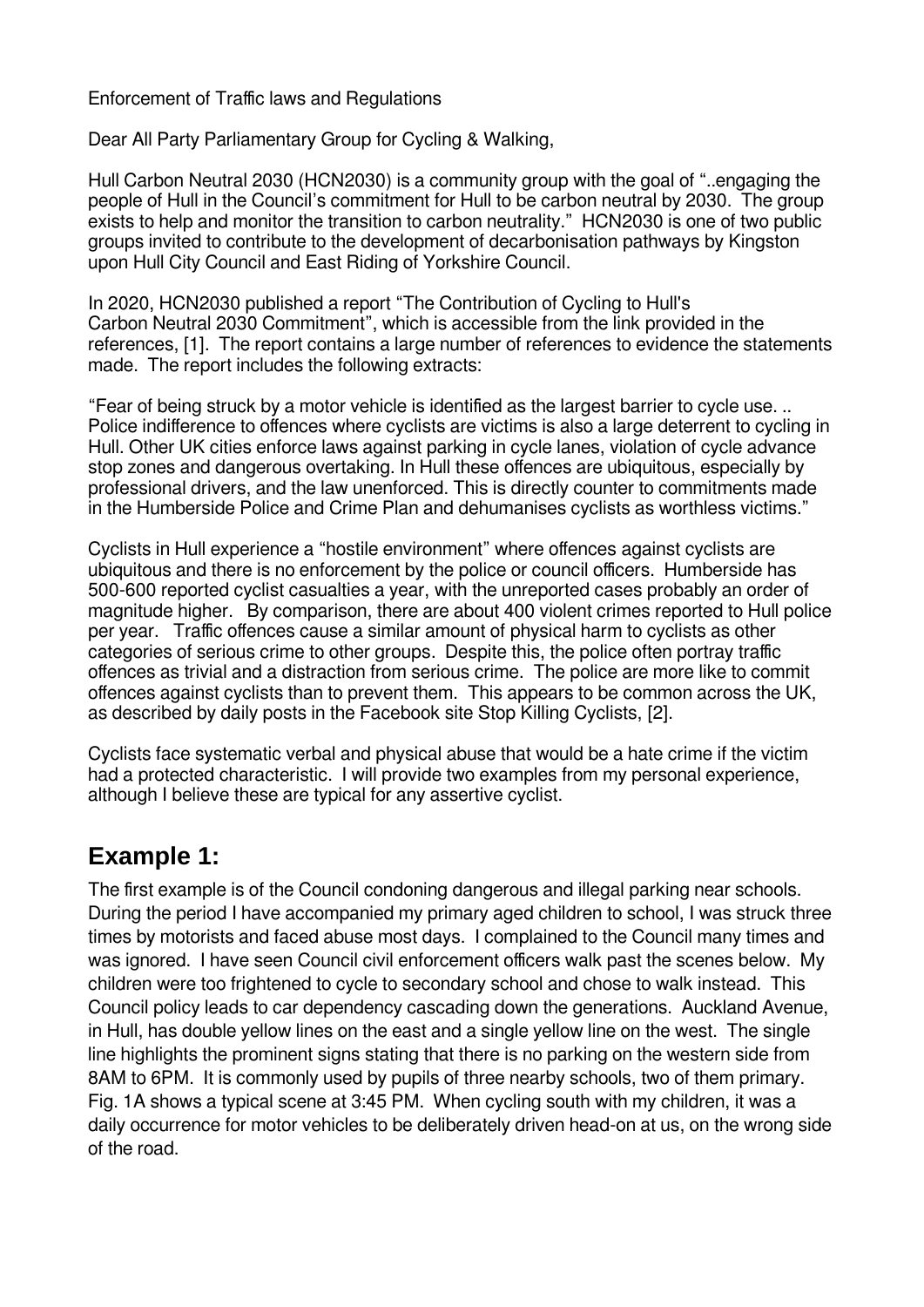Enforcement of Traffic laws and Regulations

Dear All Party Parliamentary Group for Cycling & Walking,

Hull Carbon Neutral 2030 (HCN2030) is a community group with the goal of "..engaging the people of Hull in the Council's commitment for Hull to be carbon neutral by 2030. The group exists to help and monitor the transition to carbon neutrality." HCN2030 is one of two public groups invited to contribute to the development of decarbonisation pathways by Kingston upon Hull City Council and East Riding of Yorkshire Council.

In 2020, HCN2030 published a report "The Contribution of Cycling to Hull's Carbon Neutral 2030 Commitment", which is accessible from the link provided in the references, [1]. The report contains a large number of references to evidence the statements made. The report includes the following extracts:

"Fear of being struck by a motor vehicle is identified as the largest barrier to cycle use. .. Police indifference to offences where cyclists are victims is also a large deterrent to cycling in Hull. Other UK cities enforce laws against parking in cycle lanes, violation of cycle advance stop zones and dangerous overtaking. In Hull these offences are ubiquitous, especially by professional drivers, and the law unenforced. This is directly counter to commitments made in the Humberside Police and Crime Plan and dehumanises cyclists as worthless victims."

Cyclists in Hull experience a "hostile environment" where offences against cyclists are ubiquitous and there is no enforcement by the police or council officers. Humberside has 500-600 reported cyclist casualties a year, with the unreported cases probably an order of magnitude higher. By comparison, there are about 400 violent crimes reported to Hull police per year. Traffic offences cause a similar amount of physical harm to cyclists as other categories of serious crime to other groups. Despite this, the police often portray traffic offences as trivial and a distraction from serious crime. The police are more like to commit offences against cyclists than to prevent them. This appears to be common across the UK, as described by daily posts in the Facebook site Stop Killing Cyclists, [2].

Cyclists face systematic verbal and physical abuse that would be a hate crime if the victim had a protected characteristic. I will provide two examples from my personal experience, although I believe these are typical for any assertive cyclist.

## Example 1:

The first example is of the Council condoning dangerous and illegal parking near schools. During the period I have accompanied my primary aged children to school, I was struck three times by motorists and faced abuse most days. I complained to the Council many times and was ignored. I have seen Council civil enforcement officers walk past the scenes below. My children were too frightened to cycle to secondary school and chose to walk instead. This Council policy leads to car dependency cascading down the generations. Auckland Avenue, in Hull, has double yellow lines on the east and a single yellow line on the west. The single line highlights the prominent signs stating that there is no parking on the western side from 8AM to 6PM. It is commonly used by pupils of three nearby schools, two of them primary. Fig. 1A shows a typical scene at 3:45 PM. When cycling south with my children, it was a daily occurrence for motor vehicles to be deliberately driven head-on at us, on the wrong side of the road.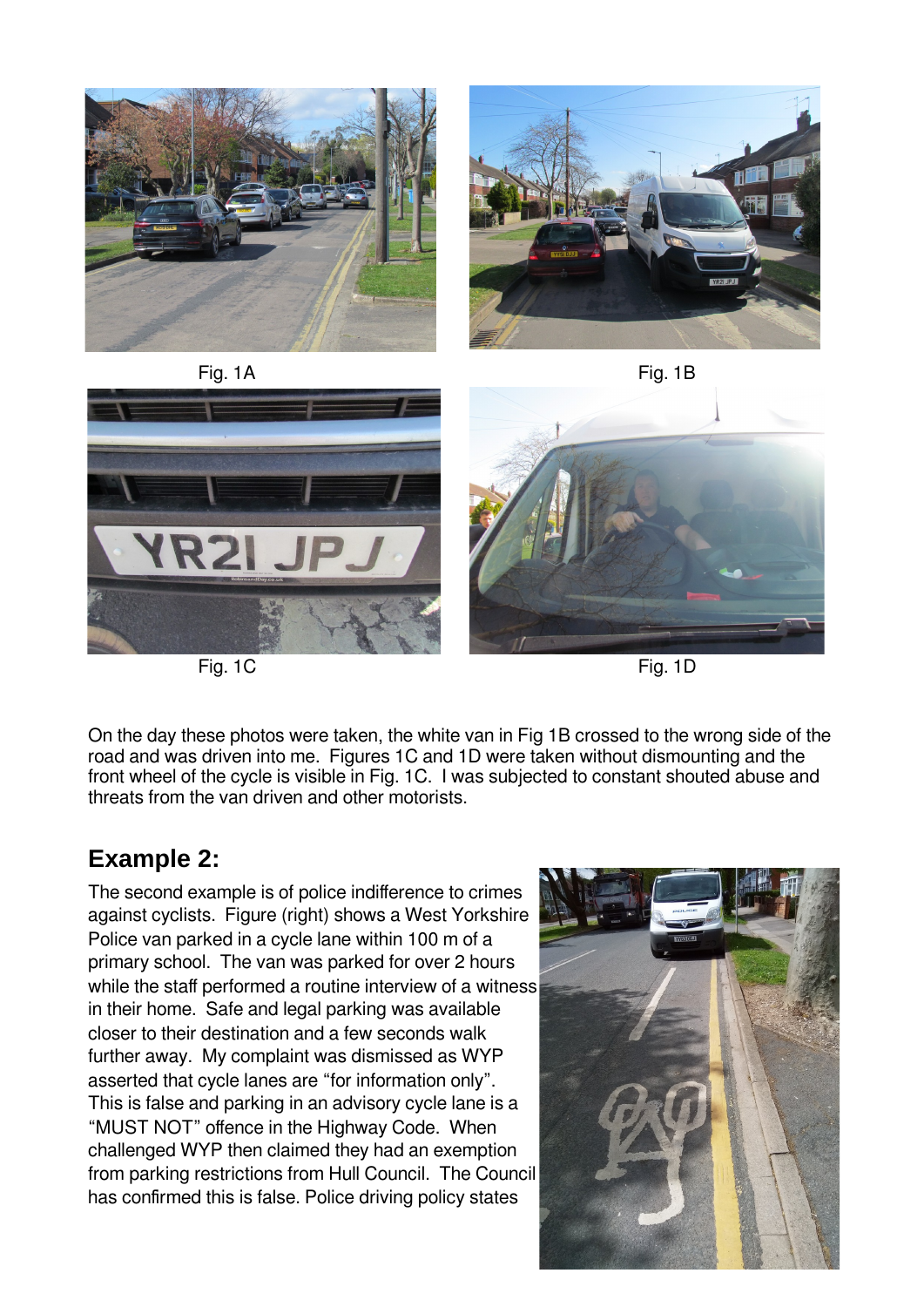Fig. 1A

Fig. 1B

Fig. 1C

Fig. 1D

On the day these photos were taken, the white van in Fig 1B crossed to the wrong side of the road and was driven into me. Figures 1C and 1D were taken without dismounting and the front wheel of the cycle is visible in Fig. 1C. I was subjected to constant shouted abuse and threats from the van driven and other motorists.

## Example 2:

The second example is of police indifference to crimes against cyclists. Figure (right) shows a West Yorkshire Police van parked in a cycle lane within 100 m of a primary school. The van was parked for over 2 hours while the staff performed a routine interview of a witness in their home. Safe and legal parking was available closer to their destination and a few seconds walk further away. My complaint was dismissed as WYP asserted that cycle lanes are "for information only". This is false and parking in an advisory cycle lane is a "MUST NOT" offence in the Highway Code. When challenged WYP then claimed they had an exemption from parking restrictions from Hull Council. The Council has confirmed this is false. Police driving policy states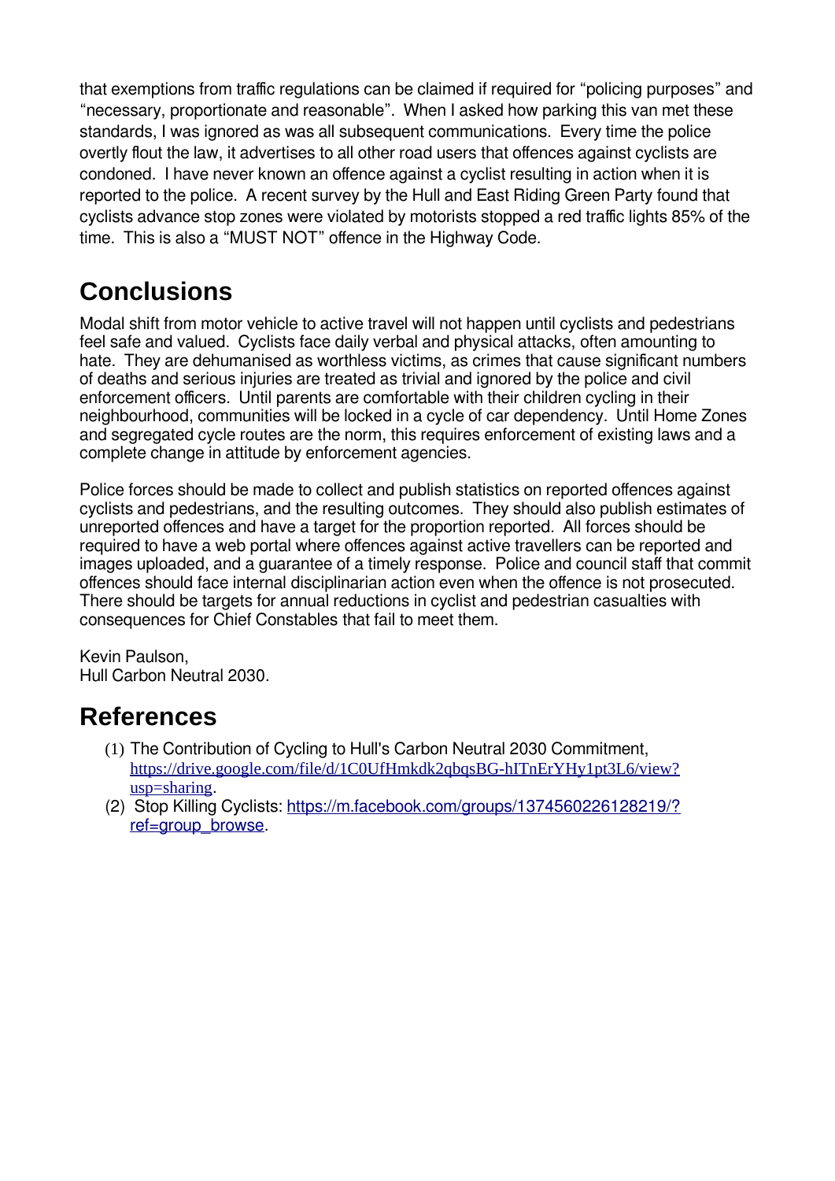that exemptions from traffic regulations can be claimed if required for "policing purposes" and "necessary, proportionate and reasonable". When I asked how parking this van met these standards, I was ignored as was all subsequent communications. Every time the police overtly flout the law, it advertises to all other road users that offences against cyclists are condoned. I have never known an offence against a cyclist resulting in action when it is reported to the police. A recent survey by the Hull and East Riding Green Party found that cyclists advance stop zones were violated by motorists stopped a red traffic lights 85% of the time. This is also a "MUST NOT" offence in the Highway Code.

## Conclusions

Modal shift from motor vehicle to active travel will not happen until cyclists and pedestrians feel safe and valued. Cyclists face daily verbal and physical attacks, often amounting to hate. They are dehumanised as worthless victims, as crimes that cause significant numbers of deaths and serious injuries are treated as trivial and ignored by the police and civil enforcement officers. Until parents are comfortable with their children cycling in their neighbourhood, communities will be locked in a cycle of car dependency. Until Home Zones and segregated cycle routes are the norm, this requires enforcement of existing laws and a complete change in attitude by enforcement agencies.

Police forces should be made to collect and publish statistics on reported offences against cyclists and pedestrians, and the resulting outcomes. They should also publish estimates of unreported offences and have a target for the proportion reported. All forces should be required to have a web portal where offences against active travellers can be reported and images uploaded, and a guarantee of a timely response. Police and council staff that commit offences should face internal disciplinarian action even when the offence is not prosecuted. There should be targets for annual reductions in cyclist and pedestrian casualties with consequences for Chief Constables that fail to meet them.

Kevin Paulson,
Hull Carbon Neutral 2030.

## References

(1) The Contribution of Cycling to Hull's Carbon Neutral 2030 Commitment, https://drive.google.com/file/d/1C0UfHmkdk2qbqsBG-hITnErYHy1pt3L6/view?usp=sharing.

(2) Stop Killing Cyclists: https://m.facebook.com/groups/1374560226128219/?ref=group_browse.